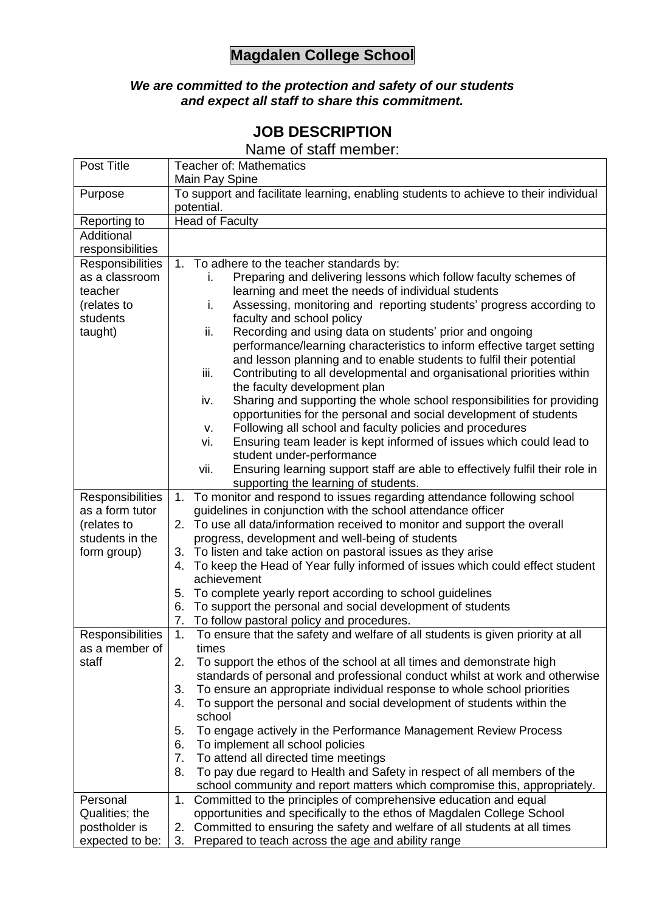# Magdalen College School

***We are committed to the protection and safety of our students and expect all staff to share this commitment.***

## JOB DESCRIPTION

Name of staff member:

| Post Title | Teacher of: Mathematics<br>Main Pay Spine |
|---|---|
| Purpose | To support and facilitate learning, enabling students to achieve to their individual potential. |
| Reporting to | Head of Faculty |
| Additional responsibilities | |
| Responsibilities as a classroom teacher (relates to students taught) | 1. To adhere to the teacher standards by:<br>i. Preparing and delivering lessons which follow faculty schemes of learning and meet the needs of individual students<br>i. Assessing, monitoring and reporting students' progress according to faculty and school policy<br>ii. Recording and using data on students' prior and ongoing performance/learning characteristics to inform effective target setting and lesson planning and to enable students to fulfil their potential<br>iii. Contributing to all developmental and organisational priorities within the faculty development plan<br>iv. Sharing and supporting the whole school responsibilities for providing opportunities for the personal and social development of students<br>v. Following all school and faculty policies and procedures<br>vi. Ensuring team leader is kept informed of issues which could lead to student under-performance<br>vii. Ensuring learning support staff are able to effectively fulfil their role in supporting the learning of students. |
| Responsibilities as a form tutor (relates to students in the form group) | 1. To monitor and respond to issues regarding attendance following school guidelines in conjunction with the school attendance officer<br>2. To use all data/information received to monitor and support the overall progress, development and well-being of students<br>3. To listen and take action on pastoral issues as they arise<br>4. To keep the Head of Year fully informed of issues which could effect student achievement<br>5. To complete yearly report according to school guidelines<br>6. To support the personal and social development of students<br>7. To follow pastoral policy and procedures. |
| Responsibilities as a member of staff | 1. To ensure that the safety and welfare of all students is given priority at all times<br>2. To support the ethos of the school at all times and demonstrate high standards of personal and professional conduct whilst at work and otherwise<br>3. To ensure an appropriate individual response to whole school priorities<br>4. To support the personal and social development of students within the school<br>5. To engage actively in the Performance Management Review Process<br>6. To implement all school policies<br>7. To attend all directed time meetings<br>8. To pay due regard to Health and Safety in respect of all members of the school community and report matters which compromise this, appropriately. |
| Personal Qualities; the postholder is expected to be: | 1. Committed to the principles of comprehensive education and equal opportunities and specifically to the ethos of Magdalen College School<br>2. Committed to ensuring the safety and welfare of all students at all times<br>3. Prepared to teach across the age and ability range |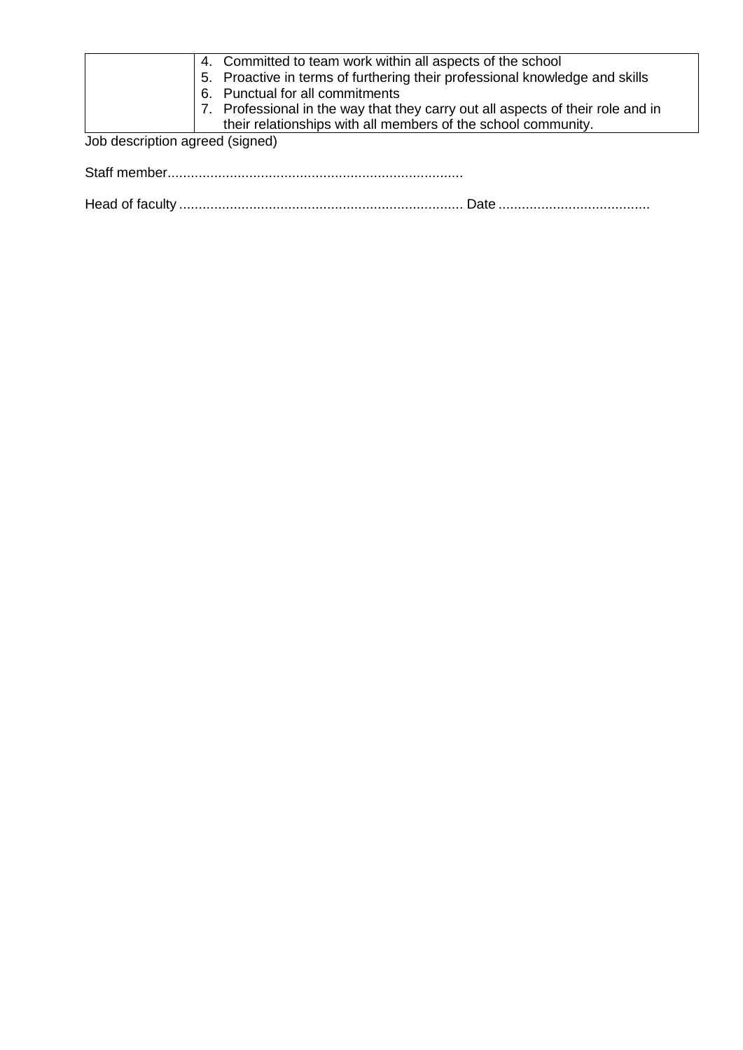| | |
|---|---|
| | 4. Committed to team work within all aspects of the school<br>5. Proactive in terms of furthering their professional knowledge and skills<br>6. Punctual for all commitments<br>7. Professional in the way that they carry out all aspects of their role and in their relationships with all members of the school community. |

Job description agreed (signed)

Staff member...........................................................................

Head of faculty ........................................................................ Date .......................................